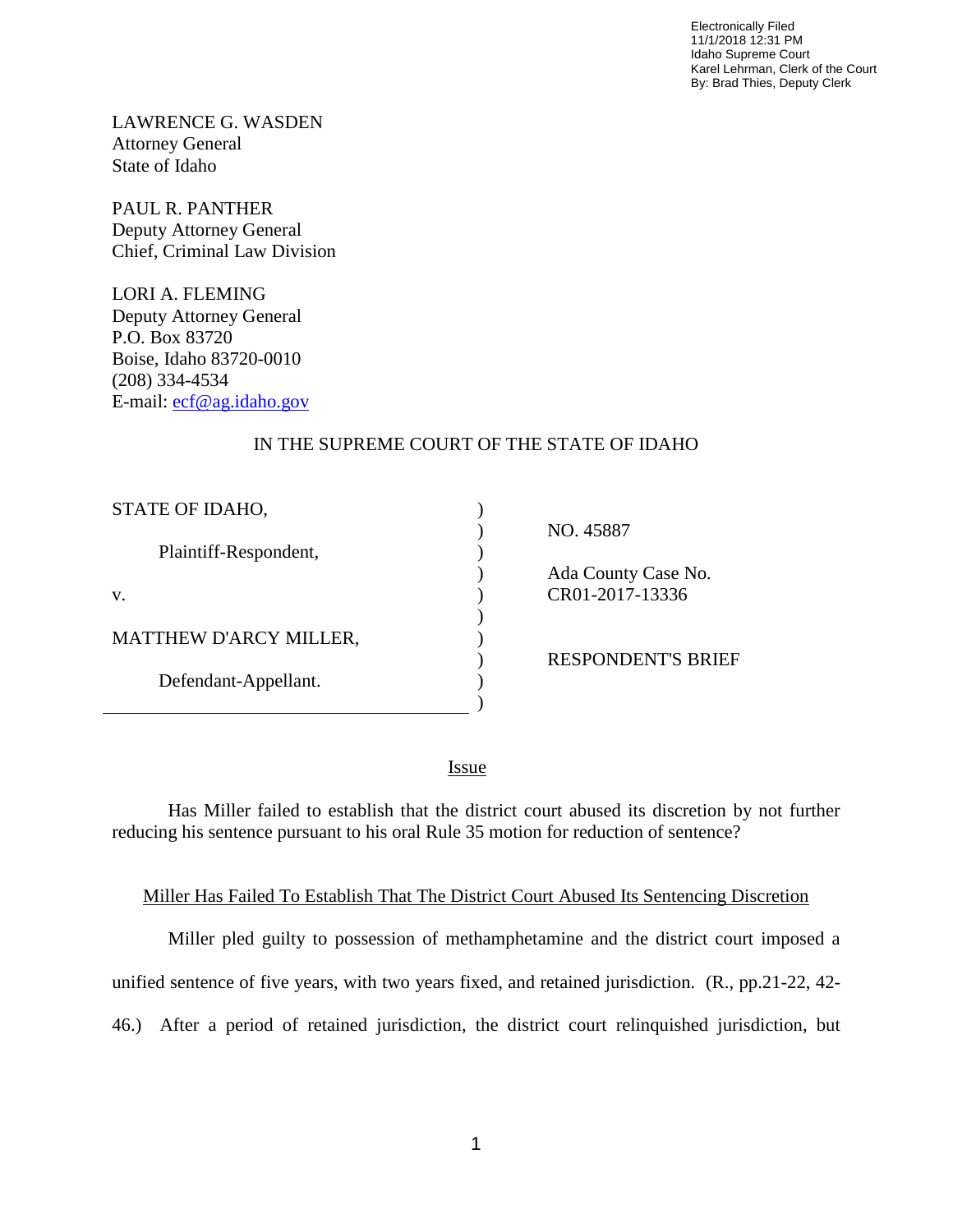Electronically Filed
11/1/2018 12:31 PM
Idaho Supreme Court
Karel Lehrman, Clerk of the Court
By: Brad Thies, Deputy Clerk

LAWRENCE G. WASDEN
Attorney General
State of Idaho

PAUL R. PANTHER
Deputy Attorney General
Chief, Criminal Law Division

LORI A. FLEMING
Deputy Attorney General
P.O. Box 83720
Boise, Idaho 83720-0010
(208) 334-4534
E-mail: ecf@ag.idaho.gov

IN THE SUPREME COURT OF THE STATE OF IDAHO

| | | |
|---|---|---|
| STATE OF IDAHO, | ) | NO. 45887 |
| Plaintiff-Respondent, | ) | |
| v. | ) | Ada County Case No. CR01-2017-13336 |
| MATTHEW D'ARCY MILLER, | ) | RESPONDENT'S BRIEF |
| Defendant-Appellant. | ) | |

## Issue

Has Miller failed to establish that the district court abused its discretion by not further reducing his sentence pursuant to his oral Rule 35 motion for reduction of sentence?

## Miller Has Failed To Establish That The District Court Abused Its Sentencing Discretion

Miller pled guilty to possession of methamphetamine and the district court imposed a unified sentence of five years, with two years fixed, and retained jurisdiction. (R., pp.21-22, 42-46.) After a period of retained jurisdiction, the district court relinquished jurisdiction, but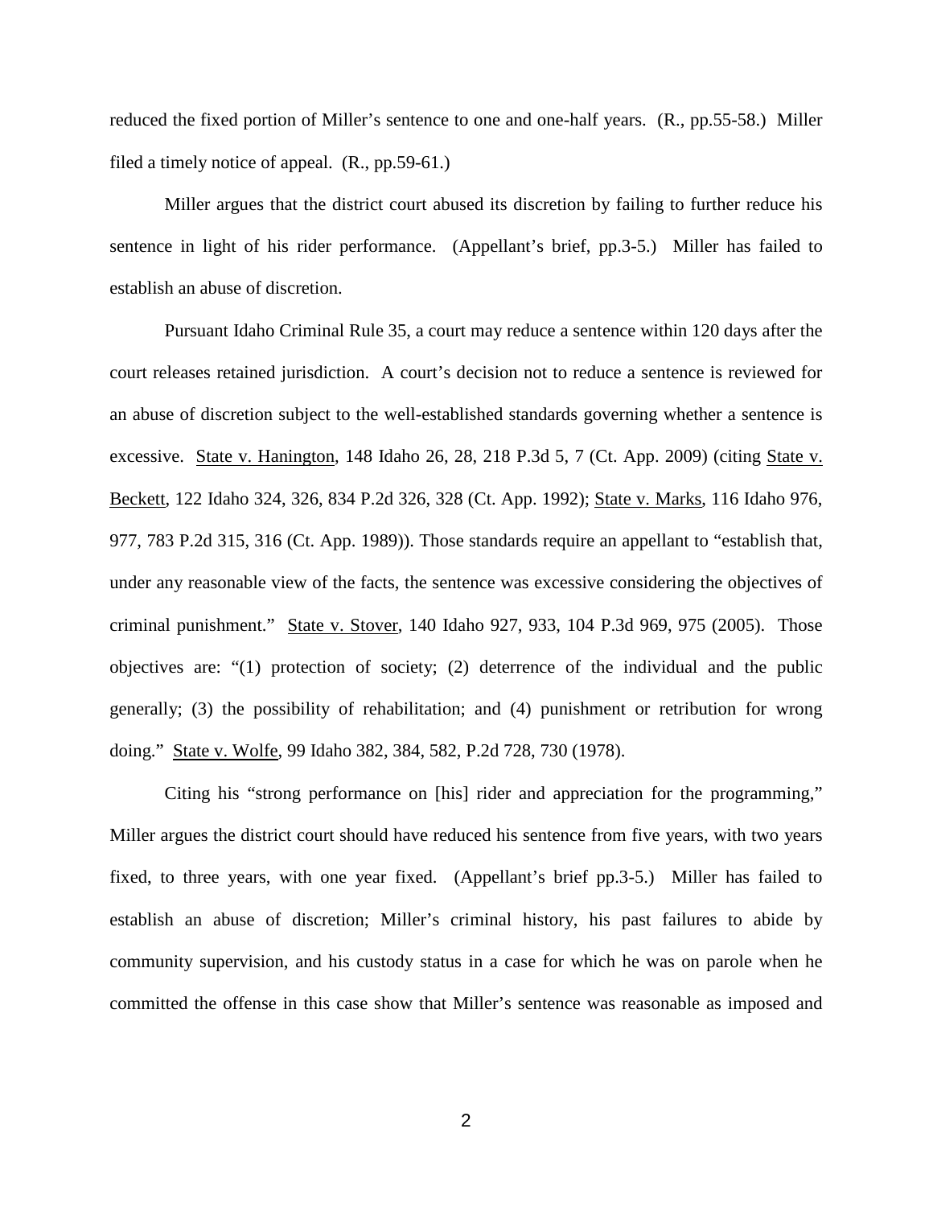reduced the fixed portion of Miller's sentence to one and one-half years. (R., pp.55-58.) Miller filed a timely notice of appeal. (R., pp.59-61.)

Miller argues that the district court abused its discretion by failing to further reduce his sentence in light of his rider performance. (Appellant's brief, pp.3-5.) Miller has failed to establish an abuse of discretion.

Pursuant Idaho Criminal Rule 35, a court may reduce a sentence within 120 days after the court releases retained jurisdiction. A court's decision not to reduce a sentence is reviewed for an abuse of discretion subject to the well-established standards governing whether a sentence is excessive. State v. Hanington, 148 Idaho 26, 28, 218 P.3d 5, 7 (Ct. App. 2009) (citing State v. Beckett, 122 Idaho 324, 326, 834 P.2d 326, 328 (Ct. App. 1992); State v. Marks, 116 Idaho 976, 977, 783 P.2d 315, 316 (Ct. App. 1989)). Those standards require an appellant to "establish that, under any reasonable view of the facts, the sentence was excessive considering the objectives of criminal punishment." State v. Stover, 140 Idaho 927, 933, 104 P.3d 969, 975 (2005). Those objectives are: "(1) protection of society; (2) deterrence of the individual and the public generally; (3) the possibility of rehabilitation; and (4) punishment or retribution for wrong doing." State v. Wolfe, 99 Idaho 382, 384, 582, P.2d 728, 730 (1978).

Citing his "strong performance on [his] rider and appreciation for the programming," Miller argues the district court should have reduced his sentence from five years, with two years fixed, to three years, with one year fixed. (Appellant's brief pp.3-5.) Miller has failed to establish an abuse of discretion; Miller's criminal history, his past failures to abide by community supervision, and his custody status in a case for which he was on parole when he committed the offense in this case show that Miller's sentence was reasonable as imposed and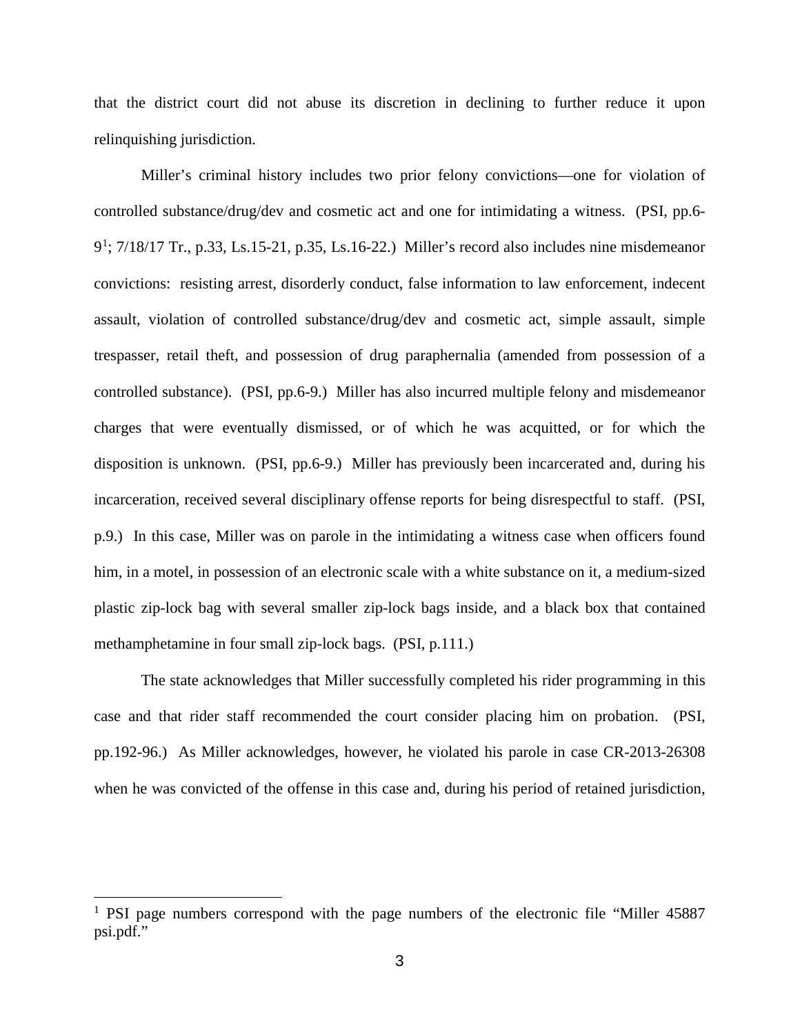that the district court did not abuse its discretion in declining to further reduce it upon relinquishing jurisdiction.

Miller's criminal history includes two prior felony convictions—one for violation of controlled substance/drug/dev and cosmetic act and one for intimidating a witness. (PSI, pp.6-9[1]; 7/18/17 Tr., p.33, Ls.15-21, p.35, Ls.16-22.) Miller's record also includes nine misdemeanor convictions: resisting arrest, disorderly conduct, false information to law enforcement, indecent assault, violation of controlled substance/drug/dev and cosmetic act, simple assault, simple trespasser, retail theft, and possession of drug paraphernalia (amended from possession of a controlled substance). (PSI, pp.6-9.) Miller has also incurred multiple felony and misdemeanor charges that were eventually dismissed, or of which he was acquitted, or for which the disposition is unknown. (PSI, pp.6-9.) Miller has previously been incarcerated and, during his incarceration, received several disciplinary offense reports for being disrespectful to staff. (PSI, p.9.) In this case, Miller was on parole in the intimidating a witness case when officers found him, in a motel, in possession of an electronic scale with a white substance on it, a medium-sized plastic zip-lock bag with several smaller zip-lock bags inside, and a black box that contained methamphetamine in four small zip-lock bags. (PSI, p.111.)

The state acknowledges that Miller successfully completed his rider programming in this case and that rider staff recommended the court consider placing him on probation. (PSI, pp.192-96.) As Miller acknowledges, however, he violated his parole in case CR-2013-26308 when he was convicted of the offense in this case and, during his period of retained jurisdiction,

---

[1] PSI page numbers correspond with the page numbers of the electronic file "Miller 45887 psi.pdf."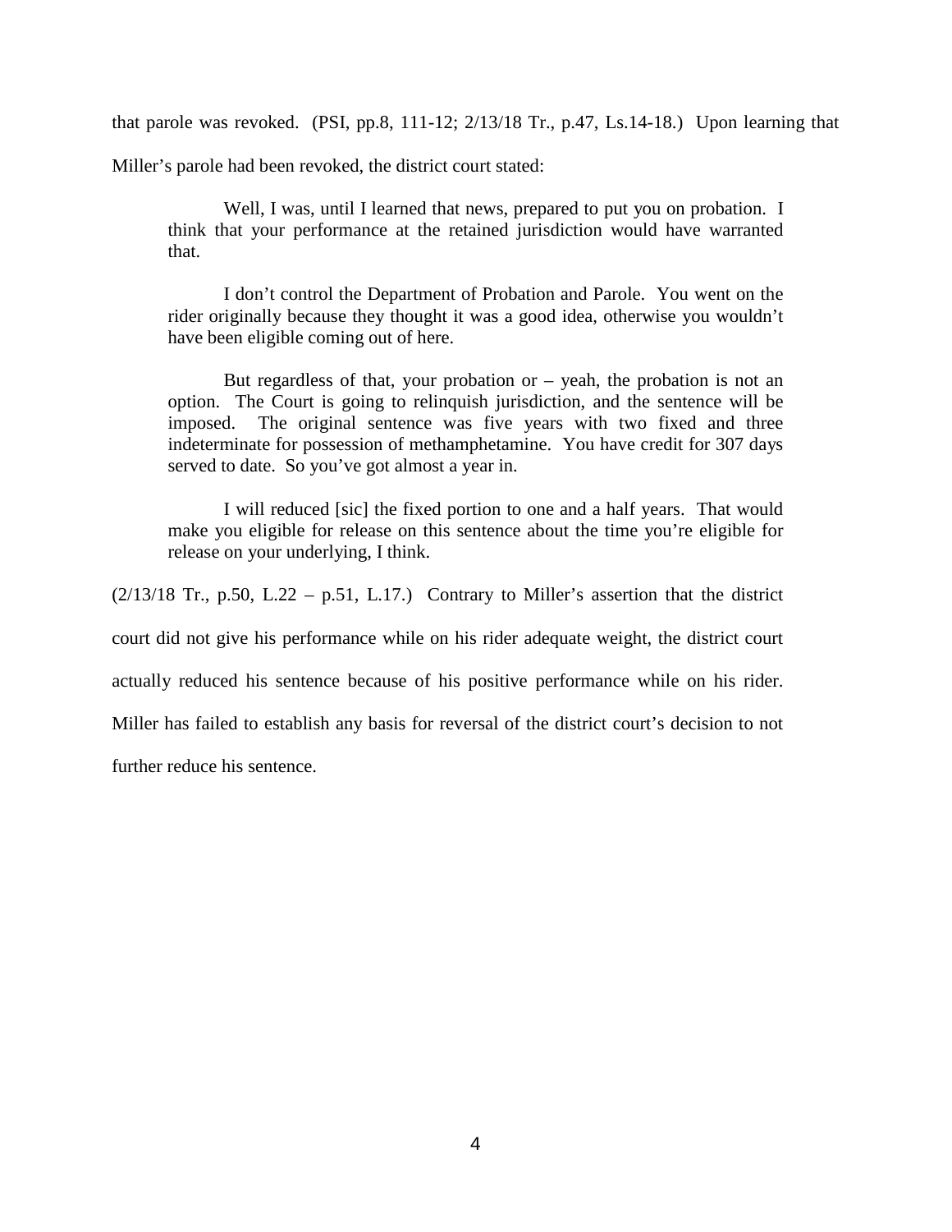that parole was revoked. (PSI, pp.8, 111-12; 2/13/18 Tr., p.47, Ls.14-18.) Upon learning that Miller's parole had been revoked, the district court stated:

> Well, I was, until I learned that news, prepared to put you on probation. I think that your performance at the retained jurisdiction would have warranted that.
>
> I don't control the Department of Probation and Parole. You went on the rider originally because they thought it was a good idea, otherwise you wouldn't have been eligible coming out of here.
>
> But regardless of that, your probation or – yeah, the probation is not an option. The Court is going to relinquish jurisdiction, and the sentence will be imposed. The original sentence was five years with two fixed and three indeterminate for possession of methamphetamine. You have credit for 307 days served to date. So you've got almost a year in.
>
> I will reduced [sic] the fixed portion to one and a half years. That would make you eligible for release on this sentence about the time you're eligible for release on your underlying, I think.

(2/13/18 Tr., p.50, L.22 – p.51, L.17.) Contrary to Miller's assertion that the district court did not give his performance while on his rider adequate weight, the district court actually reduced his sentence because of his positive performance while on his rider. Miller has failed to establish any basis for reversal of the district court's decision to not further reduce his sentence.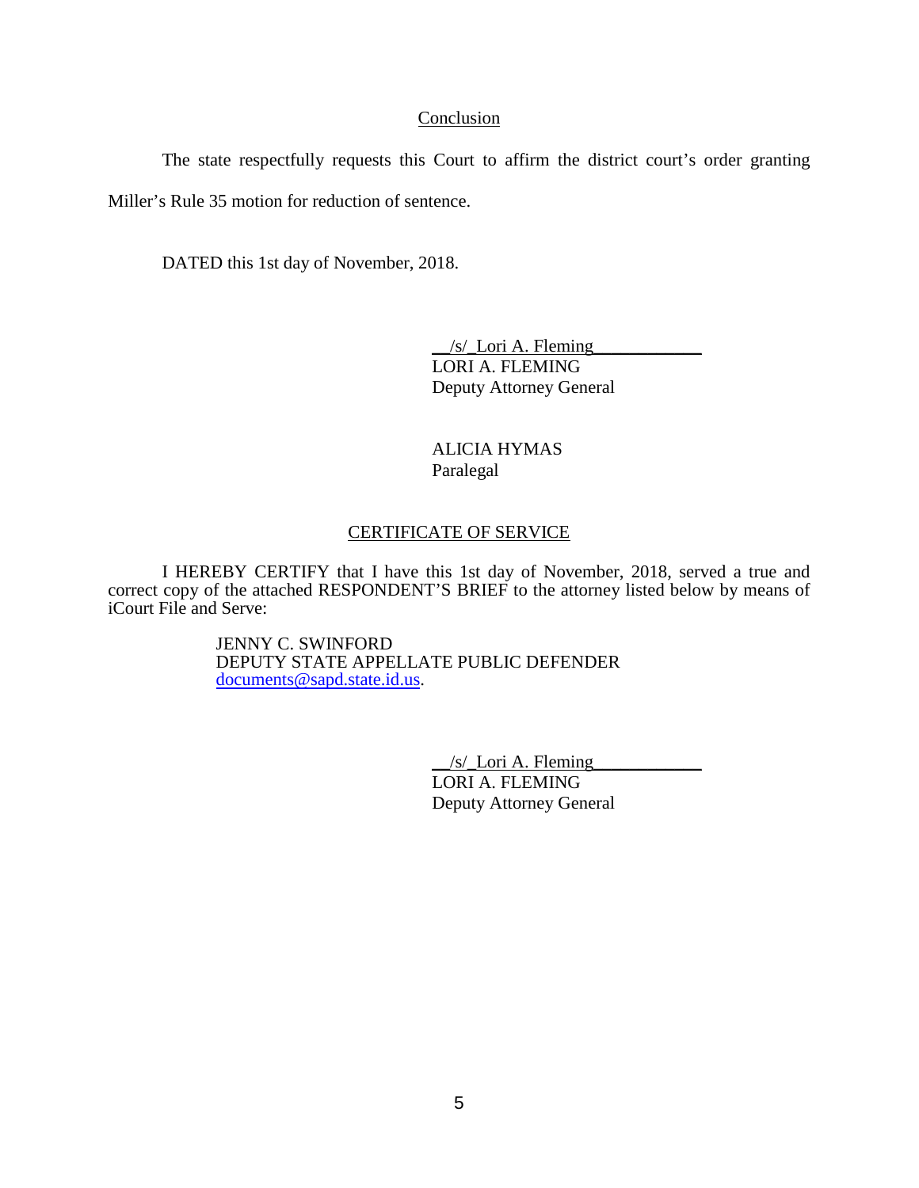## Conclusion

The state respectfully requests this Court to affirm the district court's order granting Miller's Rule 35 motion for reduction of sentence.

DATED this 1st day of November, 2018.

__/s/_Lori A. Fleming____________
LORI A. FLEMING
Deputy Attorney General

ALICIA HYMAS
Paralegal

## CERTIFICATE OF SERVICE

I HEREBY CERTIFY that I have this 1st day of November, 2018, served a true and correct copy of the attached RESPONDENT'S BRIEF to the attorney listed below by means of iCourt File and Serve:

JENNY C. SWINFORD
DEPUTY STATE APPELLATE PUBLIC DEFENDER
documents@sapd.state.id.us.

__/s/_Lori A. Fleming____________
LORI A. FLEMING
Deputy Attorney General